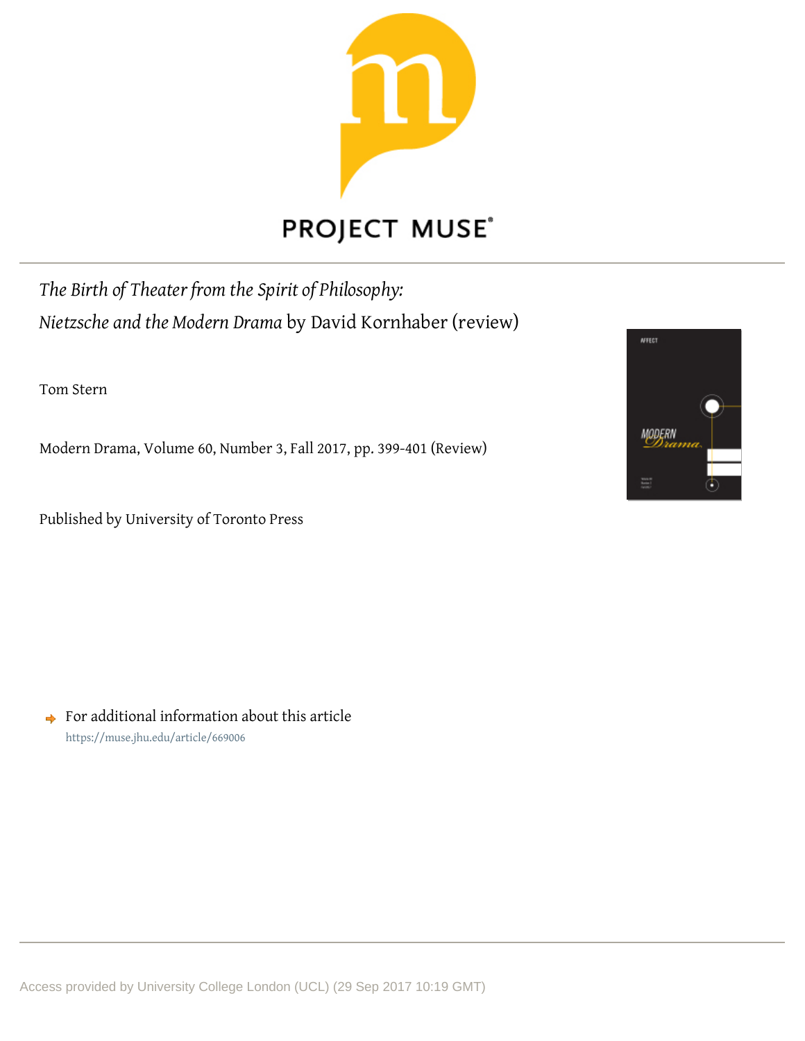PROJECT MUSE®

*The Birth of Theater from the Spirit of Philosophy: Nietzsche and the Modern Drama* by David Kornhaber (review)

Tom Stern

Modern Drama, Volume 60, Number 3, Fall 2017, pp. 399-401 (Review)

Published by University of Toronto Press

For additional information about this article
https://muse.jhu.edu/article/669006

Access provided by University College London (UCL) (29 Sep 2017 10:19 GMT)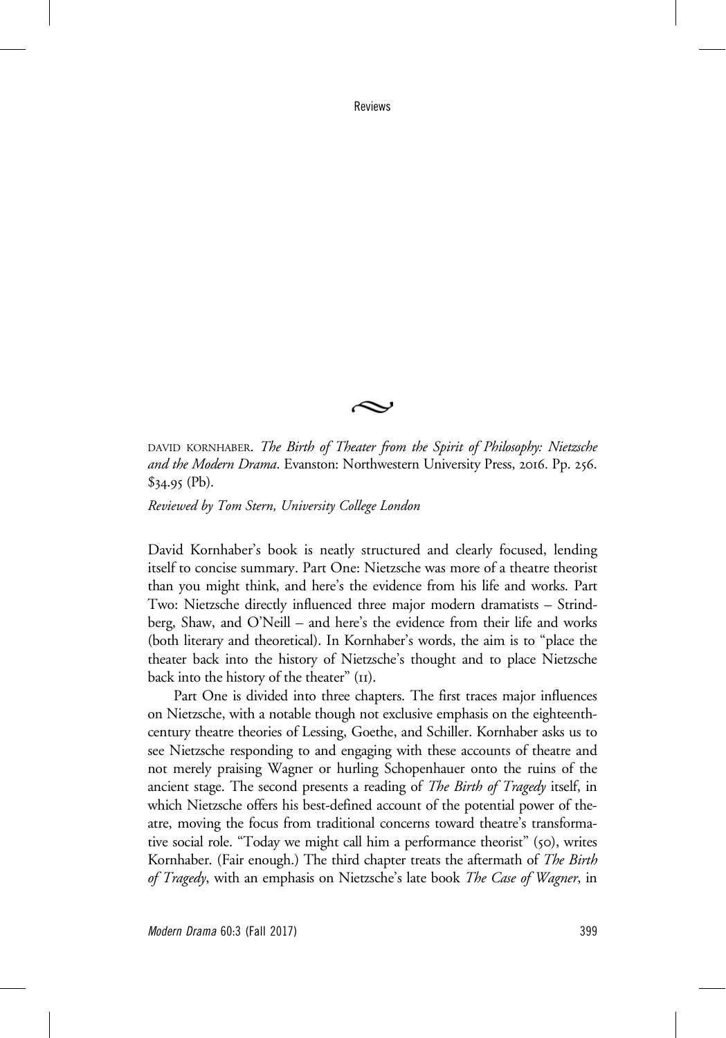~

DAVID KORNHABER. *The Birth of Theater from the Spirit of Philosophy: Nietzsche and the Modern Drama*. Evanston: Northwestern University Press, 2016. Pp. 256. $34.95 (Pb).

*Reviewed by Tom Stern, University College London*

David Kornhaber's book is neatly structured and clearly focused, lending itself to concise summary. Part One: Nietzsche was more of a theatre theorist than you might think, and here's the evidence from his life and works. Part Two: Nietzsche directly influenced three major modern dramatists – Strindberg, Shaw, and O'Neill – and here's the evidence from their life and works (both literary and theoretical). In Kornhaber's words, the aim is to "place the theater back into the history of Nietzsche's thought and to place Nietzsche back into the history of the theater" (11).

Part One is divided into three chapters. The first traces major influences on Nietzsche, with a notable though not exclusive emphasis on the eighteenth-century theatre theories of Lessing, Goethe, and Schiller. Kornhaber asks us to see Nietzsche responding to and engaging with these accounts of theatre and not merely praising Wagner or hurling Schopenhauer onto the ruins of the ancient stage. The second presents a reading of *The Birth of Tragedy* itself, in which Nietzsche offers his best-defined account of the potential power of theatre, moving the focus from traditional concerns toward theatre's transformative social role. "Today we might call him a performance theorist" (50), writes Kornhaber. (Fair enough.) The third chapter treats the aftermath of *The Birth of Tragedy*, with an emphasis on Nietzsche's late book *The Case of Wagner*, in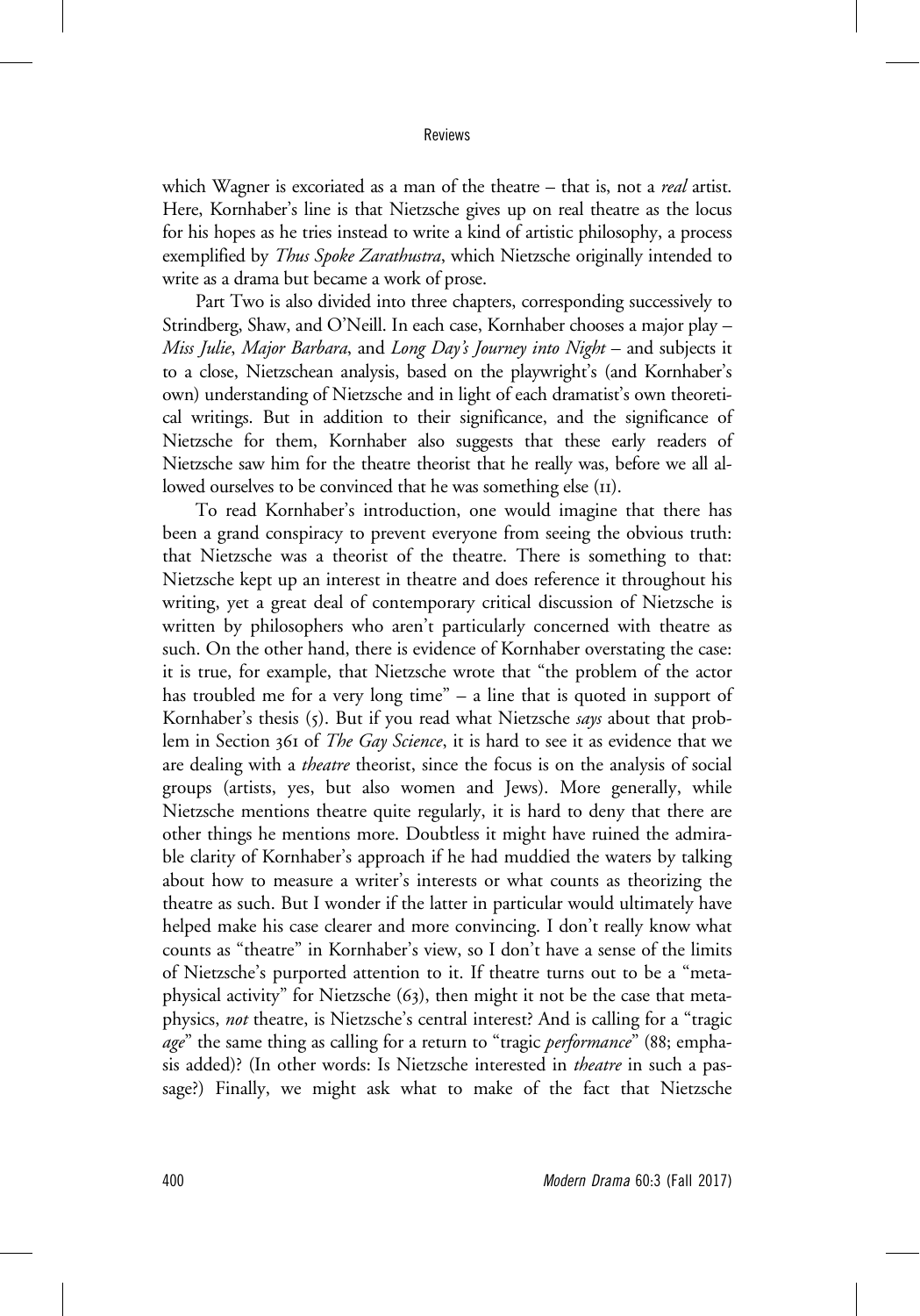which Wagner is excoriated as a man of the theatre – that is, not a *real* artist. Here, Kornhaber's line is that Nietzsche gives up on real theatre as the locus for his hopes as he tries instead to write a kind of artistic philosophy, a process exemplified by *Thus Spoke Zarathustra*, which Nietzsche originally intended to write as a drama but became a work of prose.

Part Two is also divided into three chapters, corresponding successively to Strindberg, Shaw, and O'Neill. In each case, Kornhaber chooses a major play – *Miss Julie*, *Major Barbara*, and *Long Day's Journey into Night* – and subjects it to a close, Nietzschean analysis, based on the playwright's (and Kornhaber's own) understanding of Nietzsche and in light of each dramatist's own theoretical writings. But in addition to their significance, and the significance of Nietzsche for them, Kornhaber also suggests that these early readers of Nietzsche saw him for the theatre theorist that he really was, before we all allowed ourselves to be convinced that he was something else (11).

To read Kornhaber's introduction, one would imagine that there has been a grand conspiracy to prevent everyone from seeing the obvious truth: that Nietzsche was a theorist of the theatre. There is something to that: Nietzsche kept up an interest in theatre and does reference it throughout his writing, yet a great deal of contemporary critical discussion of Nietzsche is written by philosophers who aren't particularly concerned with theatre as such. On the other hand, there is evidence of Kornhaber overstating the case: it is true, for example, that Nietzsche wrote that "the problem of the actor has troubled me for a very long time" – a line that is quoted in support of Kornhaber's thesis (5). But if you read what Nietzsche *says* about that problem in Section 361 of *The Gay Science*, it is hard to see it as evidence that we are dealing with a *theatre* theorist, since the focus is on the analysis of social groups (artists, yes, but also women and Jews). More generally, while Nietzsche mentions theatre quite regularly, it is hard to deny that there are other things he mentions more. Doubtless it might have ruined the admirable clarity of Kornhaber's approach if he had muddied the waters by talking about how to measure a writer's interests or what counts as theorizing the theatre as such. But I wonder if the latter in particular would ultimately have helped make his case clearer and more convincing. I don't really know what counts as "theatre" in Kornhaber's view, so I don't have a sense of the limits of Nietzsche's purported attention to it. If theatre turns out to be a "metaphysical activity" for Nietzsche (63), then might it not be the case that metaphysics, *not* theatre, is Nietzsche's central interest? And is calling for a "tragic *age*" the same thing as calling for a return to "tragic *performance*" (88; emphasis added)? (In other words: Is Nietzsche interested in *theatre* in such a passage?) Finally, we might ask what to make of the fact that Nietzsche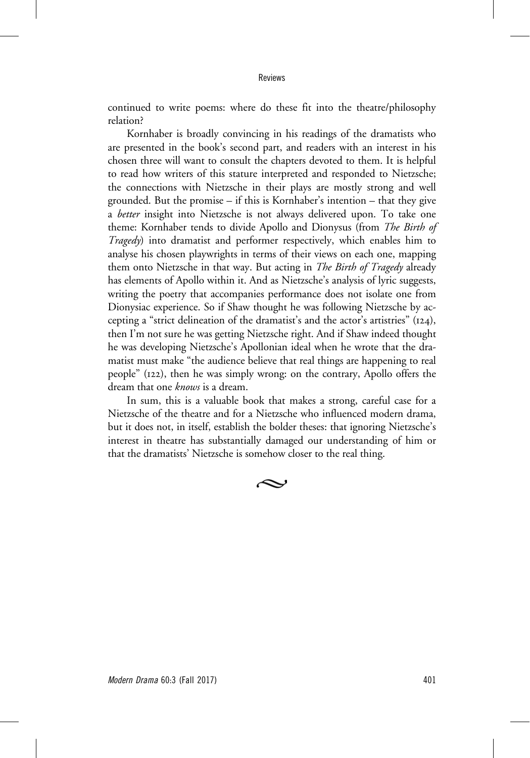continued to write poems: where do these fit into the theatre/philosophy relation?

Kornhaber is broadly convincing in his readings of the dramatists who are presented in the book's second part, and readers with an interest in his chosen three will want to consult the chapters devoted to them. It is helpful to read how writers of this stature interpreted and responded to Nietzsche; the connections with Nietzsche in their plays are mostly strong and well grounded. But the promise – if this is Kornhaber's intention – that they give a *better* insight into Nietzsche is not always delivered upon. To take one theme: Kornhaber tends to divide Apollo and Dionysus (from *The Birth of Tragedy*) into dramatist and performer respectively, which enables him to analyse his chosen playwrights in terms of their views on each one, mapping them onto Nietzsche in that way. But acting in *The Birth of Tragedy* already has elements of Apollo within it. And as Nietzsche's analysis of lyric suggests, writing the poetry that accompanies performance does not isolate one from Dionysiac experience. So if Shaw thought he was following Nietzsche by accepting a "strict delineation of the dramatist's and the actor's artistries" (124), then I'm not sure he was getting Nietzsche right. And if Shaw indeed thought he was developing Nietzsche's Apollonian ideal when he wrote that the dramatist must make "the audience believe that real things are happening to real people" (122), then he was simply wrong: on the contrary, Apollo offers the dream that one *knows* is a dream.

In sum, this is a valuable book that makes a strong, careful case for a Nietzsche of the theatre and for a Nietzsche who influenced modern drama, but it does not, in itself, establish the bolder theses: that ignoring Nietzsche's interest in theatre has substantially damaged our understanding of him or that the dramatists' Nietzsche is somehow closer to the real thing.